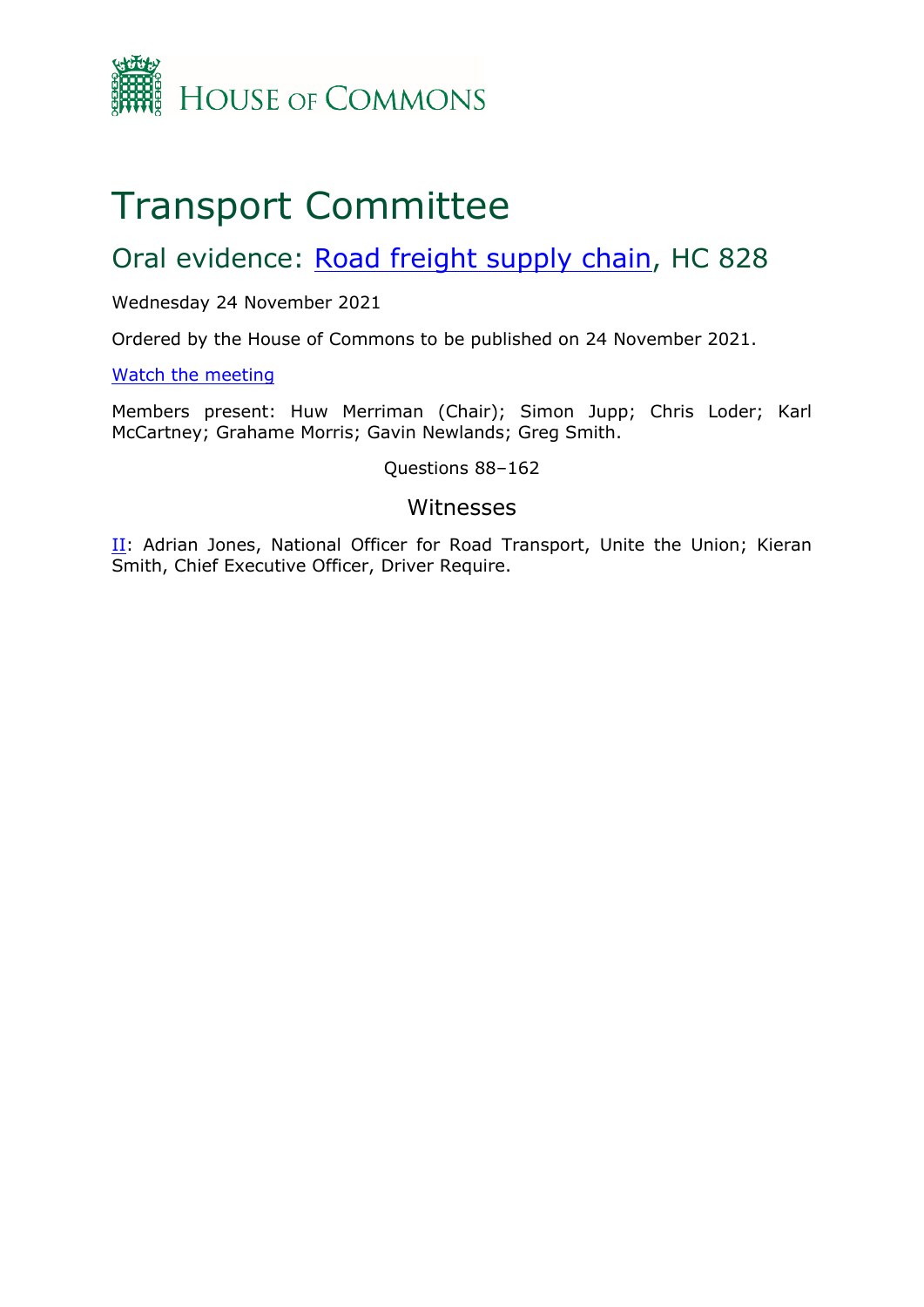HOUSE OF COMMONS

# Transport Committee

## Oral evidence: Road freight supply chain, HC 828

Wednesday 24 November 2021

Ordered by the House of Commons to be published on 24 November 2021.

Watch the meeting

Members present: Huw Merriman (Chair); Simon Jupp; Chris Loder; Karl McCartney; Grahame Morris; Gavin Newlands; Greg Smith.

Questions 88–162

### Witnesses

II: Adrian Jones, National Officer for Road Transport, Unite the Union; Kieran Smith, Chief Executive Officer, Driver Require.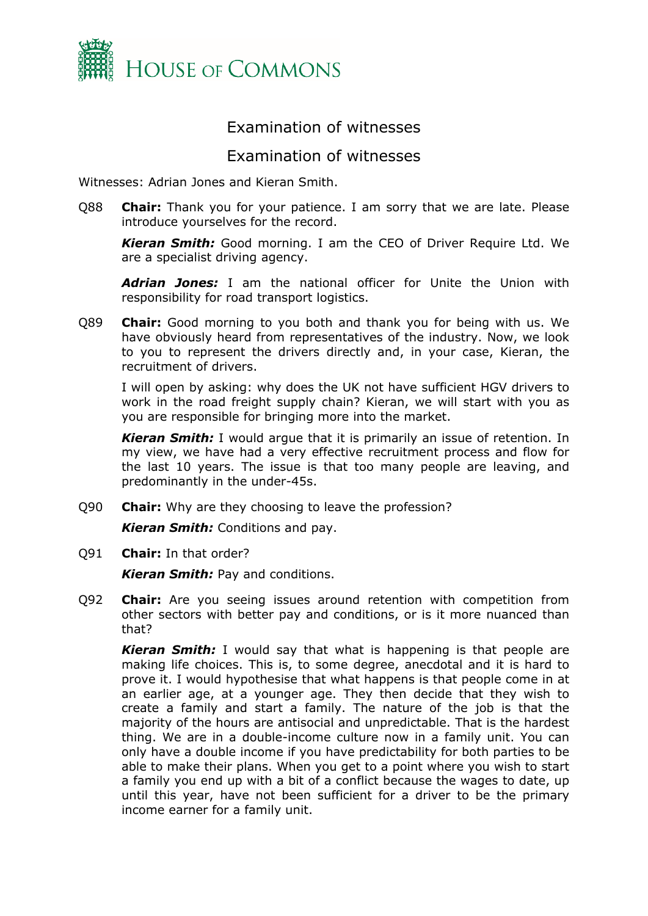# Examination of witnesses

## Examination of witnesses

Witnesses: Adrian Jones and Kieran Smith.

Q88 **Chair:** Thank you for your patience. I am sorry that we are late. Please introduce yourselves for the record.

***Kieran Smith:*** Good morning. I am the CEO of Driver Require Ltd. We are a specialist driving agency.

***Adrian Jones:*** I am the national officer for Unite the Union with responsibility for road transport logistics.

Q89 **Chair:** Good morning to you both and thank you for being with us. We have obviously heard from representatives of the industry. Now, we look to you to represent the drivers directly and, in your case, Kieran, the recruitment of drivers.

I will open by asking: why does the UK not have sufficient HGV drivers to work in the road freight supply chain? Kieran, we will start with you as you are responsible for bringing more into the market.

***Kieran Smith:*** I would argue that it is primarily an issue of retention. In my view, we have had a very effective recruitment process and flow for the last 10 years. The issue is that too many people are leaving, and predominantly in the under-45s.

Q90 **Chair:** Why are they choosing to leave the profession?

***Kieran Smith:*** Conditions and pay.

Q91 **Chair:** In that order?

***Kieran Smith:*** Pay and conditions.

Q92 **Chair:** Are you seeing issues around retention with competition from other sectors with better pay and conditions, or is it more nuanced than that?

***Kieran Smith:*** I would say that what is happening is that people are making life choices. This is, to some degree, anecdotal and it is hard to prove it. I would hypothesise that what happens is that people come in at an earlier age, at a younger age. They then decide that they wish to create a family and start a family. The nature of the job is that the majority of the hours are antisocial and unpredictable. That is the hardest thing. We are in a double-income culture now in a family unit. You can only have a double income if you have predictability for both parties to be able to make their plans. When you get to a point where you wish to start a family you end up with a bit of a conflict because the wages to date, up until this year, have not been sufficient for a driver to be the primary income earner for a family unit.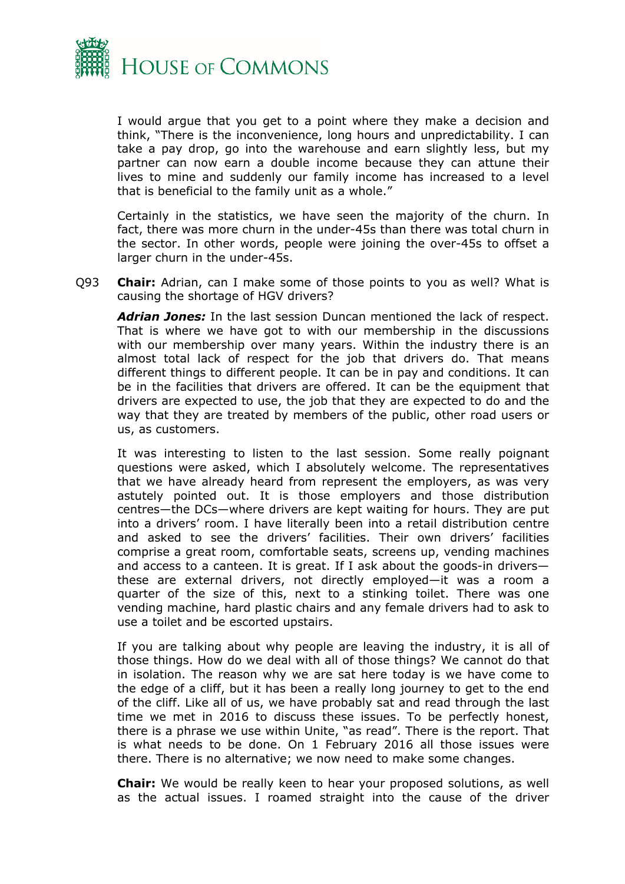I would argue that you get to a point where they make a decision and think, "There is the inconvenience, long hours and unpredictability. I can take a pay drop, go into the warehouse and earn slightly less, but my partner can now earn a double income because they can attune their lives to mine and suddenly our family income has increased to a level that is beneficial to the family unit as a whole."

Certainly in the statistics, we have seen the majority of the churn. In fact, there was more churn in the under-45s than there was total churn in the sector. In other words, people were joining the over-45s to offset a larger churn in the under-45s.

Q93 **Chair:** Adrian, can I make some of those points to you as well? What is causing the shortage of HGV drivers?

***Adrian Jones:*** In the last session Duncan mentioned the lack of respect. That is where we have got to with our membership in the discussions with our membership over many years. Within the industry there is an almost total lack of respect for the job that drivers do. That means different things to different people. It can be in pay and conditions. It can be in the facilities that drivers are offered. It can be the equipment that drivers are expected to use, the job that they are expected to do and the way that they are treated by members of the public, other road users or us, as customers.

It was interesting to listen to the last session. Some really poignant questions were asked, which I absolutely welcome. The representatives that we have already heard from represent the employers, as was very astutely pointed out. It is those employers and those distribution centres—the DCs—where drivers are kept waiting for hours. They are put into a drivers' room. I have literally been into a retail distribution centre and asked to see the drivers' facilities. Their own drivers' facilities comprise a great room, comfortable seats, screens up, vending machines and access to a canteen. It is great. If I ask about the goods-in drivers—these are external drivers, not directly employed—it was a room a quarter of the size of this, next to a stinking toilet. There was one vending machine, hard plastic chairs and any female drivers had to ask to use a toilet and be escorted upstairs.

If you are talking about why people are leaving the industry, it is all of those things. How do we deal with all of those things? We cannot do that in isolation. The reason why we are sat here today is we have come to the edge of a cliff, but it has been a really long journey to get to the end of the cliff. Like all of us, we have probably sat and read through the last time we met in 2016 to discuss these issues. To be perfectly honest, there is a phrase we use within Unite, "as read". There is the report. That is what needs to be done. On 1 February 2016 all those issues were there. There is no alternative; we now need to make some changes.

**Chair:** We would be really keen to hear your proposed solutions, as well as the actual issues. I roamed straight into the cause of the driver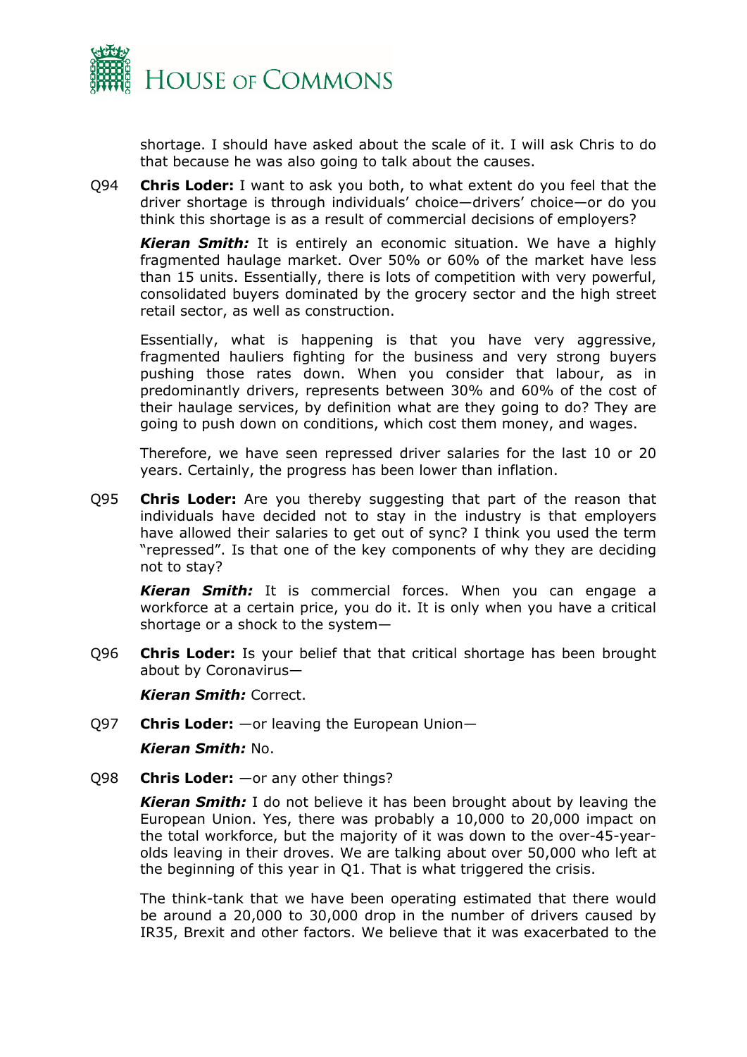shortage. I should have asked about the scale of it. I will ask Chris to do that because he was also going to talk about the causes.

Q94 **Chris Loder:** I want to ask you both, to what extent do you feel that the driver shortage is through individuals' choice—drivers' choice—or do you think this shortage is as a result of commercial decisions of employers?

***Kieran Smith:*** It is entirely an economic situation. We have a highly fragmented haulage market. Over 50% or 60% of the market have less than 15 units. Essentially, there is lots of competition with very powerful, consolidated buyers dominated by the grocery sector and the high street retail sector, as well as construction.

Essentially, what is happening is that you have very aggressive, fragmented hauliers fighting for the business and very strong buyers pushing those rates down. When you consider that labour, as in predominantly drivers, represents between 30% and 60% of the cost of their haulage services, by definition what are they going to do? They are going to push down on conditions, which cost them money, and wages.

Therefore, we have seen repressed driver salaries for the last 10 or 20 years. Certainly, the progress has been lower than inflation.

Q95 **Chris Loder:** Are you thereby suggesting that part of the reason that individuals have decided not to stay in the industry is that employers have allowed their salaries to get out of sync? I think you used the term "repressed". Is that one of the key components of why they are deciding not to stay?

***Kieran Smith:*** It is commercial forces. When you can engage a workforce at a certain price, you do it. It is only when you have a critical shortage or a shock to the system—

Q96 **Chris Loder:** Is your belief that that critical shortage has been brought about by Coronavirus—

***Kieran Smith:*** Correct.

Q97 **Chris Loder:** —or leaving the European Union—

***Kieran Smith:*** No.

Q98 **Chris Loder:** —or any other things?

***Kieran Smith:*** I do not believe it has been brought about by leaving the European Union. Yes, there was probably a 10,000 to 20,000 impact on the total workforce, but the majority of it was down to the over-45-year-olds leaving in their droves. We are talking about over 50,000 who left at the beginning of this year in Q1. That is what triggered the crisis.

The think-tank that we have been operating estimated that there would be around a 20,000 to 30,000 drop in the number of drivers caused by IR35, Brexit and other factors. We believe that it was exacerbated to the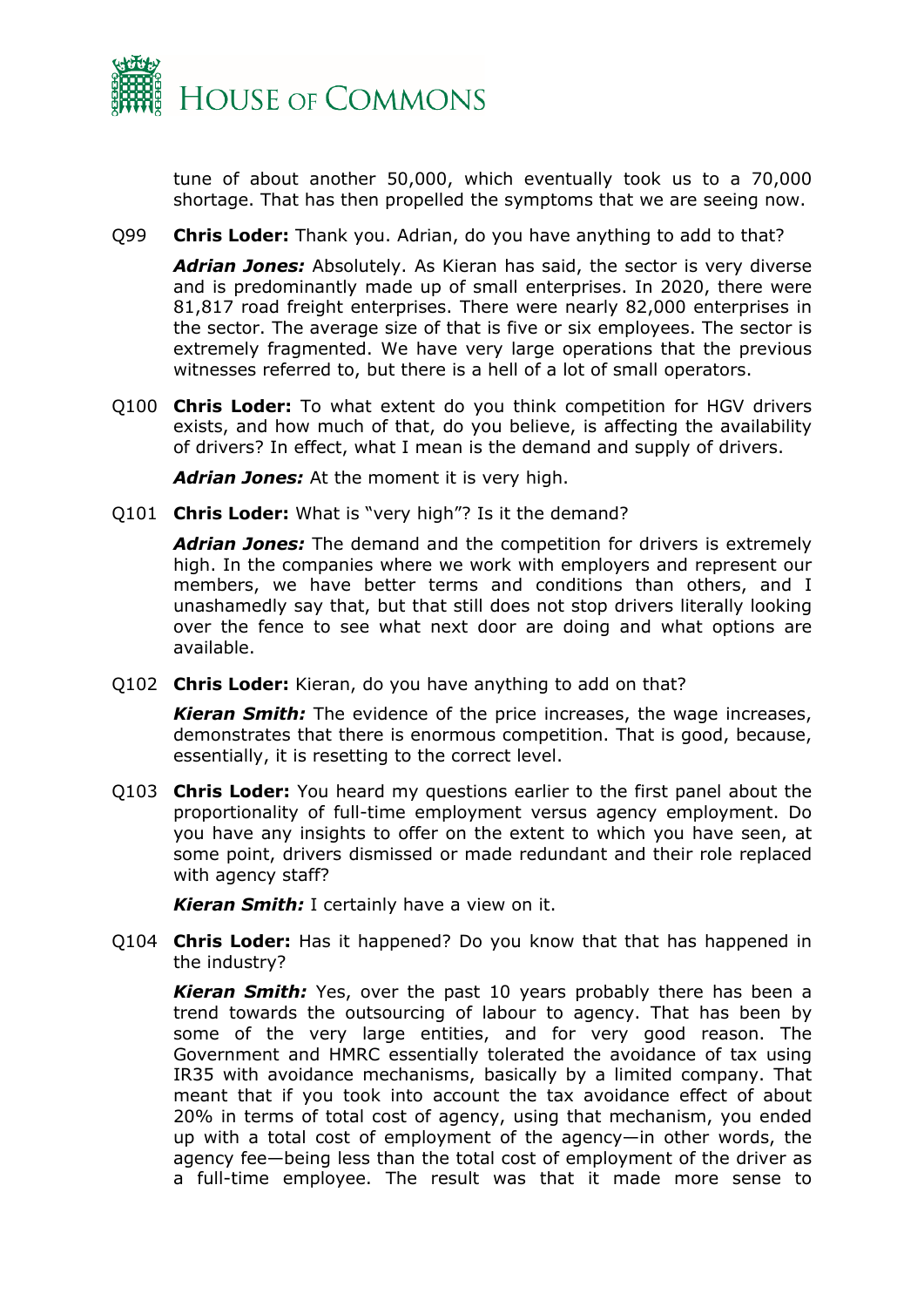tune of about another 50,000, which eventually took us to a 70,000 shortage. That has then propelled the symptoms that we are seeing now.

Q99 **Chris Loder:** Thank you. Adrian, do you have anything to add to that?

***Adrian Jones:*** Absolutely. As Kieran has said, the sector is very diverse and is predominantly made up of small enterprises. In 2020, there were 81,817 road freight enterprises. There were nearly 82,000 enterprises in the sector. The average size of that is five or six employees. The sector is extremely fragmented. We have very large operations that the previous witnesses referred to, but there is a hell of a lot of small operators.

Q100 **Chris Loder:** To what extent do you think competition for HGV drivers exists, and how much of that, do you believe, is affecting the availability of drivers? In effect, what I mean is the demand and supply of drivers.

***Adrian Jones:*** At the moment it is very high.

Q101 **Chris Loder:** What is "very high"? Is it the demand?

***Adrian Jones:*** The demand and the competition for drivers is extremely high. In the companies where we work with employers and represent our members, we have better terms and conditions than others, and I unashamedly say that, but that still does not stop drivers literally looking over the fence to see what next door are doing and what options are available.

Q102 **Chris Loder:** Kieran, do you have anything to add on that?

***Kieran Smith:*** The evidence of the price increases, the wage increases, demonstrates that there is enormous competition. That is good, because, essentially, it is resetting to the correct level.

Q103 **Chris Loder:** You heard my questions earlier to the first panel about the proportionality of full-time employment versus agency employment. Do you have any insights to offer on the extent to which you have seen, at some point, drivers dismissed or made redundant and their role replaced with agency staff?

***Kieran Smith:*** I certainly have a view on it.

Q104 **Chris Loder:** Has it happened? Do you know that that has happened in the industry?

***Kieran Smith:*** Yes, over the past 10 years probably there has been a trend towards the outsourcing of labour to agency. That has been by some of the very large entities, and for very good reason. The Government and HMRC essentially tolerated the avoidance of tax using IR35 with avoidance mechanisms, basically by a limited company. That meant that if you took into account the tax avoidance effect of about 20% in terms of total cost of agency, using that mechanism, you ended up with a total cost of employment of the agency—in other words, the agency fee—being less than the total cost of employment of the driver as a full-time employee. The result was that it made more sense to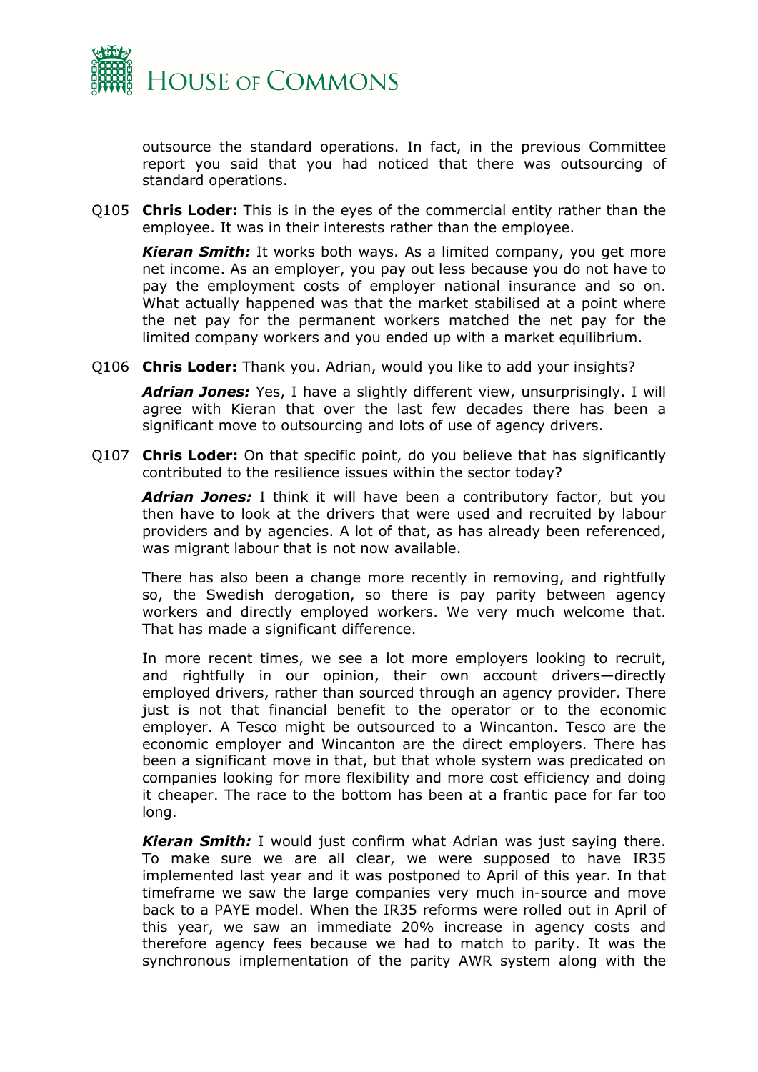outsource the standard operations. In fact, in the previous Committee report you said that you had noticed that there was outsourcing of standard operations.

Q105 **Chris Loder:** This is in the eyes of the commercial entity rather than the employee. It was in their interests rather than the employee.

***Kieran Smith:*** It works both ways. As a limited company, you get more net income. As an employer, you pay out less because you do not have to pay the employment costs of employer national insurance and so on. What actually happened was that the market stabilised at a point where the net pay for the permanent workers matched the net pay for the limited company workers and you ended up with a market equilibrium.

Q106 **Chris Loder:** Thank you. Adrian, would you like to add your insights?

***Adrian Jones:*** Yes, I have a slightly different view, unsurprisingly. I will agree with Kieran that over the last few decades there has been a significant move to outsourcing and lots of use of agency drivers.

Q107 **Chris Loder:** On that specific point, do you believe that has significantly contributed to the resilience issues within the sector today?

***Adrian Jones:*** I think it will have been a contributory factor, but you then have to look at the drivers that were used and recruited by labour providers and by agencies. A lot of that, as has already been referenced, was migrant labour that is not now available.

There has also been a change more recently in removing, and rightfully so, the Swedish derogation, so there is pay parity between agency workers and directly employed workers. We very much welcome that. That has made a significant difference.

In more recent times, we see a lot more employers looking to recruit, and rightfully in our opinion, their own account drivers—directly employed drivers, rather than sourced through an agency provider. There just is not that financial benefit to the operator or to the economic employer. A Tesco might be outsourced to a Wincanton. Tesco are the economic employer and Wincanton are the direct employers. There has been a significant move in that, but that whole system was predicated on companies looking for more flexibility and more cost efficiency and doing it cheaper. The race to the bottom has been at a frantic pace for far too long.

***Kieran Smith:*** I would just confirm what Adrian was just saying there. To make sure we are all clear, we were supposed to have IR35 implemented last year and it was postponed to April of this year. In that timeframe we saw the large companies very much in-source and move back to a PAYE model. When the IR35 reforms were rolled out in April of this year, we saw an immediate 20% increase in agency costs and therefore agency fees because we had to match to parity. It was the synchronous implementation of the parity AWR system along with the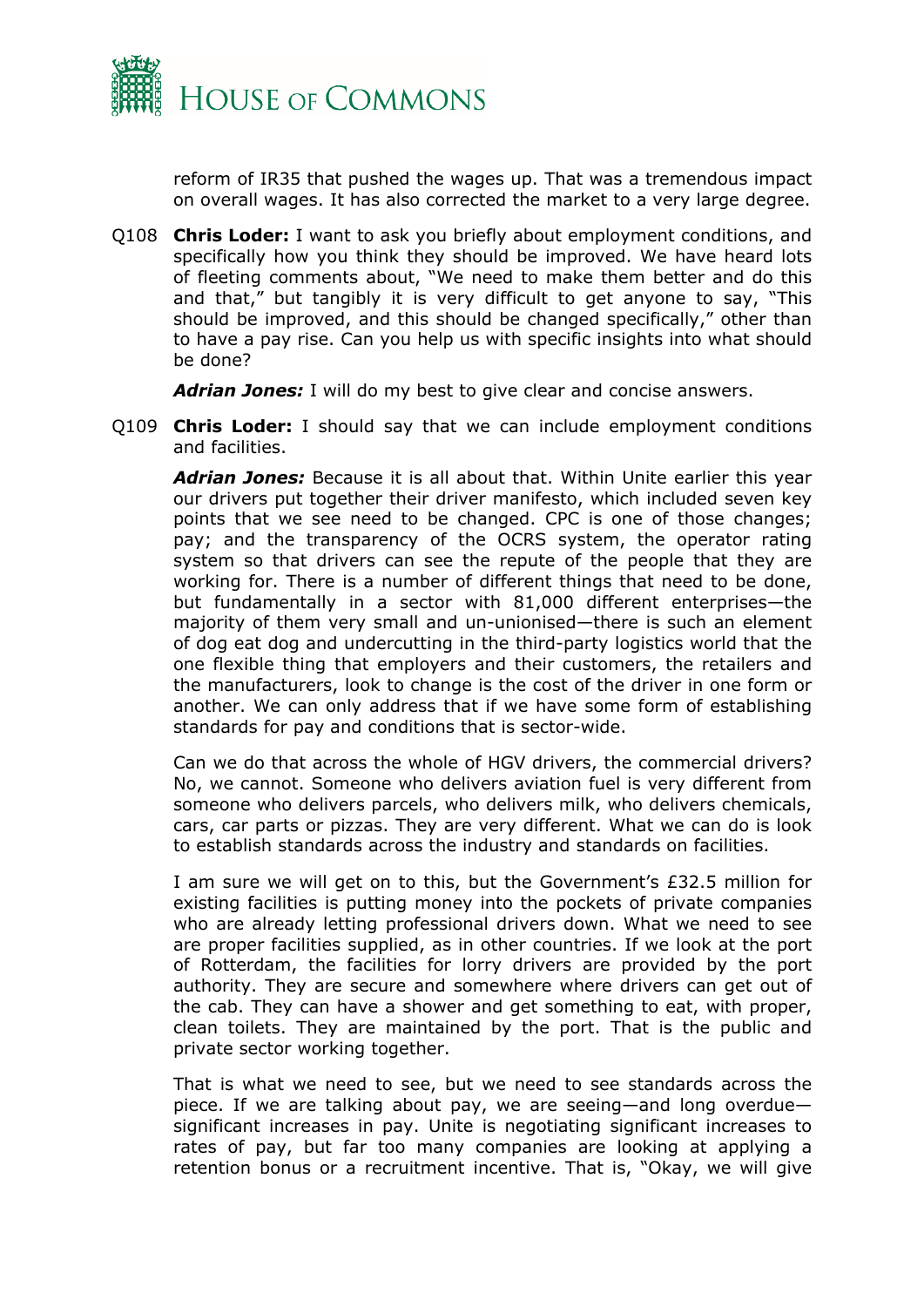reform of IR35 that pushed the wages up. That was a tremendous impact on overall wages. It has also corrected the market to a very large degree.

Q108 **Chris Loder:** I want to ask you briefly about employment conditions, and specifically how you think they should be improved. We have heard lots of fleeting comments about, "We need to make them better and do this and that," but tangibly it is very difficult to get anyone to say, "This should be improved, and this should be changed specifically," other than to have a pay rise. Can you help us with specific insights into what should be done?

***Adrian Jones:*** I will do my best to give clear and concise answers.

Q109 **Chris Loder:** I should say that we can include employment conditions and facilities.

***Adrian Jones:*** Because it is all about that. Within Unite earlier this year our drivers put together their driver manifesto, which included seven key points that we see need to be changed. CPC is one of those changes; pay; and the transparency of the OCRS system, the operator rating system so that drivers can see the repute of the people that they are working for. There is a number of different things that need to be done, but fundamentally in a sector with 81,000 different enterprises—the majority of them very small and un-unionised—there is such an element of dog eat dog and undercutting in the third-party logistics world that the one flexible thing that employers and their customers, the retailers and the manufacturers, look to change is the cost of the driver in one form or another. We can only address that if we have some form of establishing standards for pay and conditions that is sector-wide.

Can we do that across the whole of HGV drivers, the commercial drivers? No, we cannot. Someone who delivers aviation fuel is very different from someone who delivers parcels, who delivers milk, who delivers chemicals, cars, car parts or pizzas. They are very different. What we can do is look to establish standards across the industry and standards on facilities.

I am sure we will get on to this, but the Government's £32.5 million for existing facilities is putting money into the pockets of private companies who are already letting professional drivers down. What we need to see are proper facilities supplied, as in other countries. If we look at the port of Rotterdam, the facilities for lorry drivers are provided by the port authority. They are secure and somewhere where drivers can get out of the cab. They can have a shower and get something to eat, with proper, clean toilets. They are maintained by the port. That is the public and private sector working together.

That is what we need to see, but we need to see standards across the piece. If we are talking about pay, we are seeing—and long overdue—significant increases in pay. Unite is negotiating significant increases to rates of pay, but far too many companies are looking at applying a retention bonus or a recruitment incentive. That is, "Okay, we will give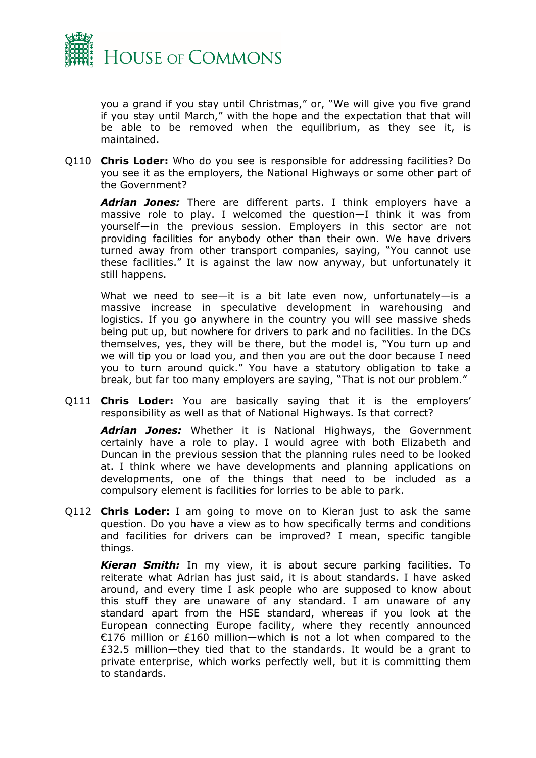you a grand if you stay until Christmas," or, "We will give you five grand if you stay until March," with the hope and the expectation that that will be able to be removed when the equilibrium, as they see it, is maintained.

Q110 **Chris Loder:** Who do you see is responsible for addressing facilities? Do you see it as the employers, the National Highways or some other part of the Government?

***Adrian Jones:*** There are different parts. I think employers have a massive role to play. I welcomed the question—I think it was from yourself—in the previous session. Employers in this sector are not providing facilities for anybody other than their own. We have drivers turned away from other transport companies, saying, "You cannot use these facilities." It is against the law now anyway, but unfortunately it still happens.

What we need to see—it is a bit late even now, unfortunately—is a massive increase in speculative development in warehousing and logistics. If you go anywhere in the country you will see massive sheds being put up, but nowhere for drivers to park and no facilities. In the DCs themselves, yes, they will be there, but the model is, "You turn up and we will tip you or load you, and then you are out the door because I need you to turn around quick." You have a statutory obligation to take a break, but far too many employers are saying, "That is not our problem."

Q111 **Chris Loder:** You are basically saying that it is the employers' responsibility as well as that of National Highways. Is that correct?

***Adrian Jones:*** Whether it is National Highways, the Government certainly have a role to play. I would agree with both Elizabeth and Duncan in the previous session that the planning rules need to be looked at. I think where we have developments and planning applications on developments, one of the things that need to be included as a compulsory element is facilities for lorries to be able to park.

Q112 **Chris Loder:** I am going to move on to Kieran just to ask the same question. Do you have a view as to how specifically terms and conditions and facilities for drivers can be improved? I mean, specific tangible things.

***Kieran Smith:*** In my view, it is about secure parking facilities. To reiterate what Adrian has just said, it is about standards. I have asked around, and every time I ask people who are supposed to know about this stuff they are unaware of any standard. I am unaware of any standard apart from the HSE standard, whereas if you look at the European connecting Europe facility, where they recently announced €176 million or £160 million—which is not a lot when compared to the £32.5 million—they tied that to the standards. It would be a grant to private enterprise, which works perfectly well, but it is committing them to standards.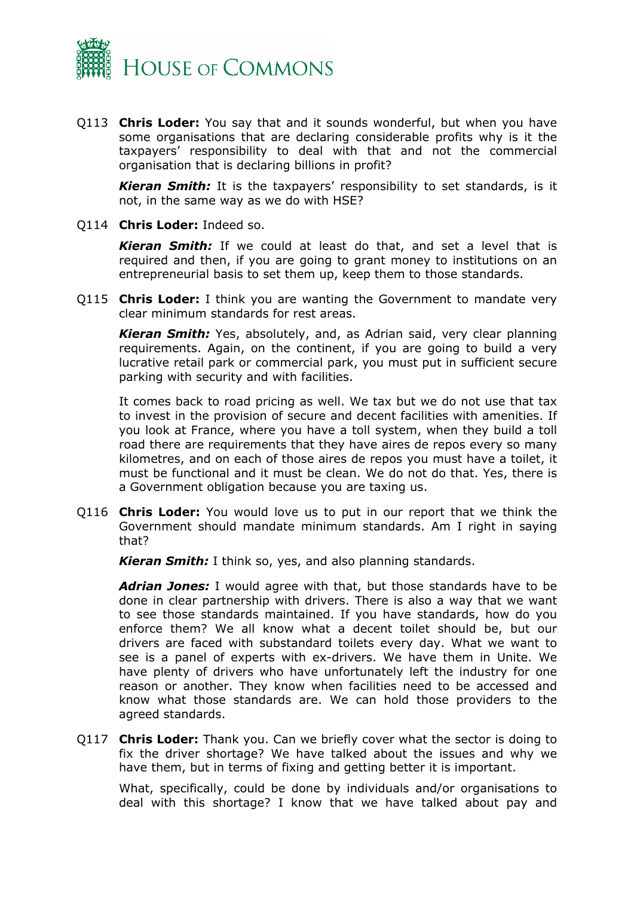Q113 **Chris Loder:** You say that and it sounds wonderful, but when you have some organisations that are declaring considerable profits why is it the taxpayers' responsibility to deal with that and not the commercial organisation that is declaring billions in profit?

***Kieran Smith:*** It is the taxpayers' responsibility to set standards, is it not, in the same way as we do with HSE?

Q114 **Chris Loder:** Indeed so.

***Kieran Smith:*** If we could at least do that, and set a level that is required and then, if you are going to grant money to institutions on an entrepreneurial basis to set them up, keep them to those standards.

Q115 **Chris Loder:** I think you are wanting the Government to mandate very clear minimum standards for rest areas.

***Kieran Smith:*** Yes, absolutely, and, as Adrian said, very clear planning requirements. Again, on the continent, if you are going to build a very lucrative retail park or commercial park, you must put in sufficient secure parking with security and with facilities.

It comes back to road pricing as well. We tax but we do not use that tax to invest in the provision of secure and decent facilities with amenities. If you look at France, where you have a toll system, when they build a toll road there are requirements that they have aires de repos every so many kilometres, and on each of those aires de repos you must have a toilet, it must be functional and it must be clean. We do not do that. Yes, there is a Government obligation because you are taxing us.

Q116 **Chris Loder:** You would love us to put in our report that we think the Government should mandate minimum standards. Am I right in saying that?

***Kieran Smith:*** I think so, yes, and also planning standards.

***Adrian Jones:*** I would agree with that, but those standards have to be done in clear partnership with drivers. There is also a way that we want to see those standards maintained. If you have standards, how do you enforce them? We all know what a decent toilet should be, but our drivers are faced with substandard toilets every day. What we want to see is a panel of experts with ex-drivers. We have them in Unite. We have plenty of drivers who have unfortunately left the industry for one reason or another. They know when facilities need to be accessed and know what those standards are. We can hold those providers to the agreed standards.

Q117 **Chris Loder:** Thank you. Can we briefly cover what the sector is doing to fix the driver shortage? We have talked about the issues and why we have them, but in terms of fixing and getting better it is important.

What, specifically, could be done by individuals and/or organisations to deal with this shortage? I know that we have talked about pay and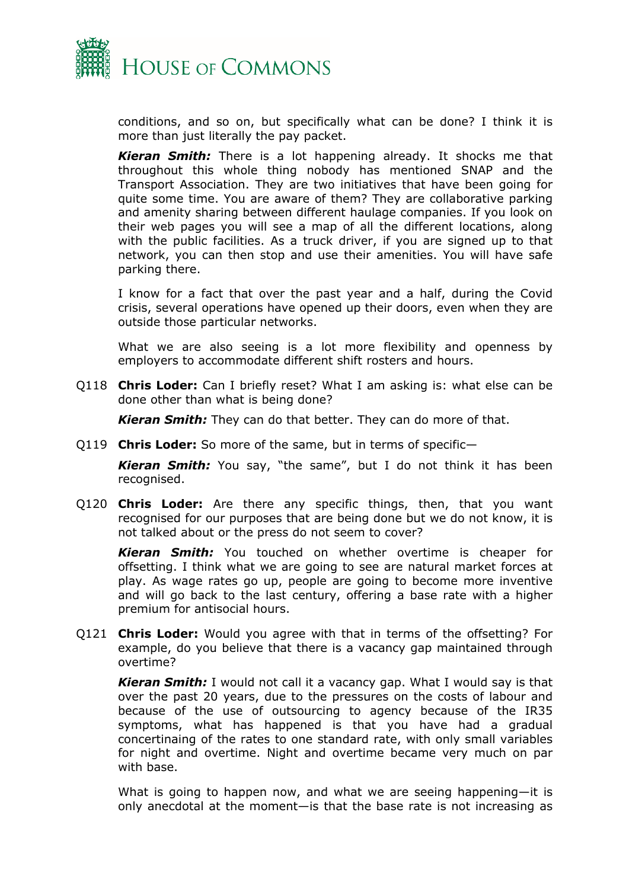conditions, and so on, but specifically what can be done? I think it is more than just literally the pay packet.

***Kieran Smith:*** There is a lot happening already. It shocks me that throughout this whole thing nobody has mentioned SNAP and the Transport Association. They are two initiatives that have been going for quite some time. You are aware of them? They are collaborative parking and amenity sharing between different haulage companies. If you look on their web pages you will see a map of all the different locations, along with the public facilities. As a truck driver, if you are signed up to that network, you can then stop and use their amenities. You will have safe parking there.

I know for a fact that over the past year and a half, during the Covid crisis, several operations have opened up their doors, even when they are outside those particular networks.

What we are also seeing is a lot more flexibility and openness by employers to accommodate different shift rosters and hours.

Q118 **Chris Loder:** Can I briefly reset? What I am asking is: what else can be done other than what is being done?

***Kieran Smith:*** They can do that better. They can do more of that.

Q119 **Chris Loder:** So more of the same, but in terms of specific—

***Kieran Smith:*** You say, "the same", but I do not think it has been recognised.

Q120 **Chris Loder:** Are there any specific things, then, that you want recognised for our purposes that are being done but we do not know, it is not talked about or the press do not seem to cover?

***Kieran Smith:*** You touched on whether overtime is cheaper for offsetting. I think what we are going to see are natural market forces at play. As wage rates go up, people are going to become more inventive and will go back to the last century, offering a base rate with a higher premium for antisocial hours.

Q121 **Chris Loder:** Would you agree with that in terms of the offsetting? For example, do you believe that there is a vacancy gap maintained through overtime?

***Kieran Smith:*** I would not call it a vacancy gap. What I would say is that over the past 20 years, due to the pressures on the costs of labour and because of the use of outsourcing to agency because of the IR35 symptoms, what has happened is that you have had a gradual concertinaing of the rates to one standard rate, with only small variables for night and overtime. Night and overtime became very much on par with base.

What is going to happen now, and what we are seeing happening—it is only anecdotal at the moment—is that the base rate is not increasing as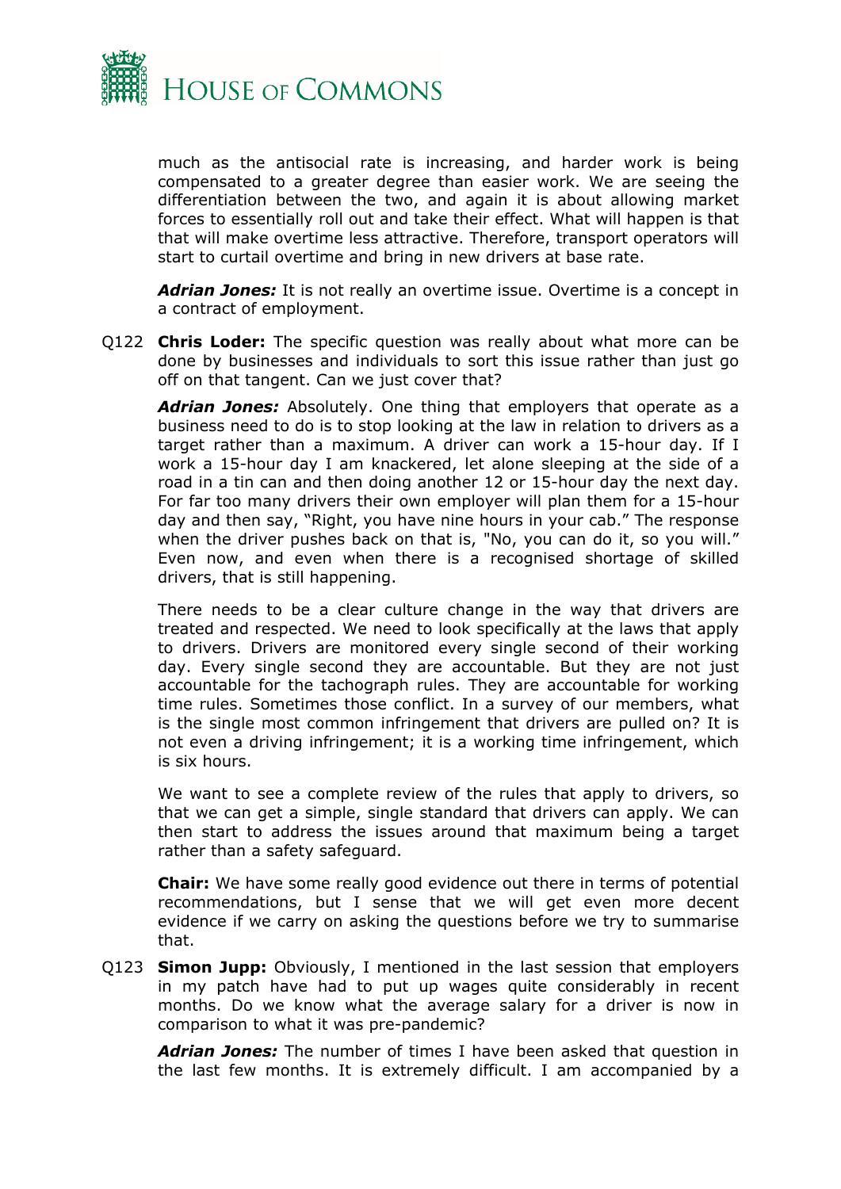much as the antisocial rate is increasing, and harder work is being compensated to a greater degree than easier work. We are seeing the differentiation between the two, and again it is about allowing market forces to essentially roll out and take their effect. What will happen is that that will make overtime less attractive. Therefore, transport operators will start to curtail overtime and bring in new drivers at base rate.

***Adrian Jones:*** It is not really an overtime issue. Overtime is a concept in a contract of employment.

Q122 **Chris Loder:** The specific question was really about what more can be done by businesses and individuals to sort this issue rather than just go off on that tangent. Can we just cover that?

***Adrian Jones:*** Absolutely. One thing that employers that operate as a business need to do is to stop looking at the law in relation to drivers as a target rather than a maximum. A driver can work a 15-hour day. If I work a 15-hour day I am knackered, let alone sleeping at the side of a road in a tin can and then doing another 12 or 15-hour day the next day. For far too many drivers their own employer will plan them for a 15-hour day and then say, "Right, you have nine hours in your cab." The response when the driver pushes back on that is, "No, you can do it, so you will." Even now, and even when there is a recognised shortage of skilled drivers, that is still happening.

There needs to be a clear culture change in the way that drivers are treated and respected. We need to look specifically at the laws that apply to drivers. Drivers are monitored every single second of their working day. Every single second they are accountable. But they are not just accountable for the tachograph rules. They are accountable for working time rules. Sometimes those conflict. In a survey of our members, what is the single most common infringement that drivers are pulled on? It is not even a driving infringement; it is a working time infringement, which is six hours.

We want to see a complete review of the rules that apply to drivers, so that we can get a simple, single standard that drivers can apply. We can then start to address the issues around that maximum being a target rather than a safety safeguard.

**Chair:** We have some really good evidence out there in terms of potential recommendations, but I sense that we will get even more decent evidence if we carry on asking the questions before we try to summarise that.

Q123 **Simon Jupp:** Obviously, I mentioned in the last session that employers in my patch have had to put up wages quite considerably in recent months. Do we know what the average salary for a driver is now in comparison to what it was pre-pandemic?

***Adrian Jones:*** The number of times I have been asked that question in the last few months. It is extremely difficult. I am accompanied by a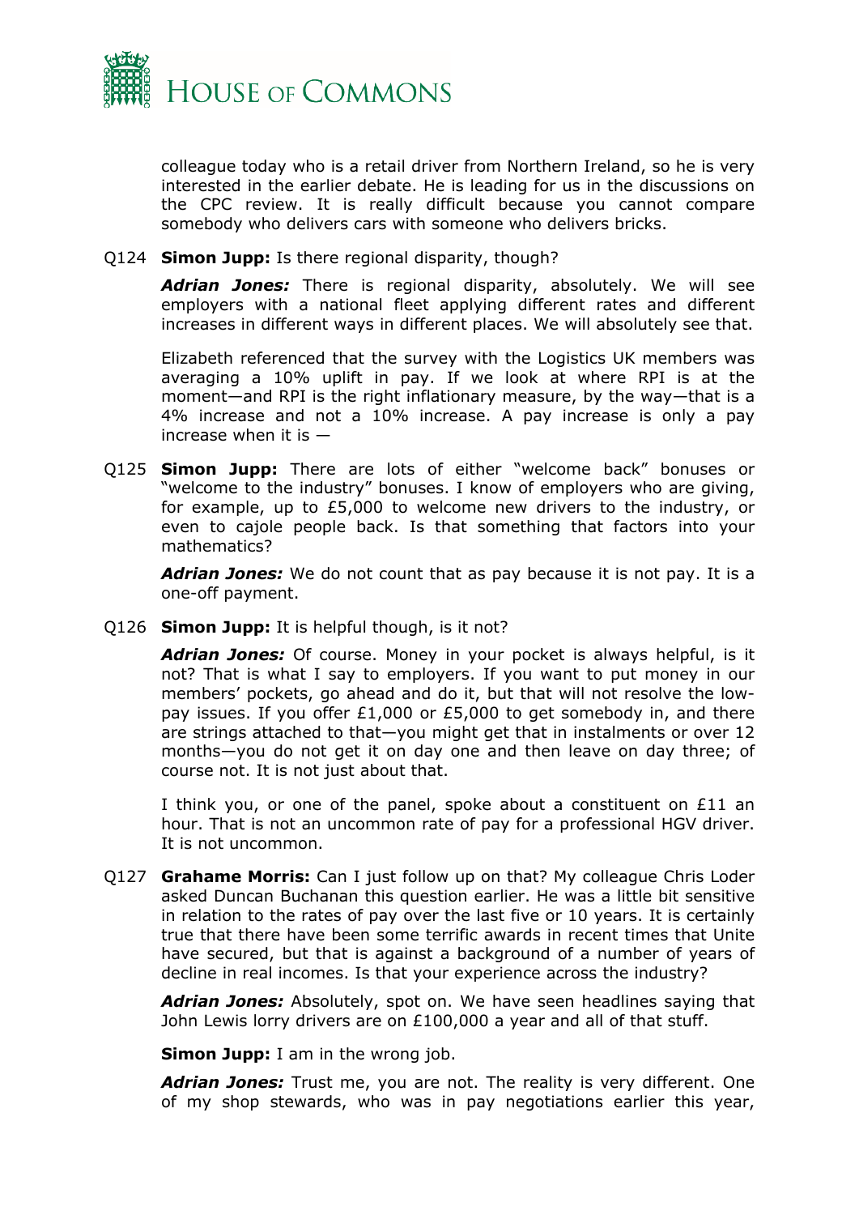colleague today who is a retail driver from Northern Ireland, so he is very interested in the earlier debate. He is leading for us in the discussions on the CPC review. It is really difficult because you cannot compare somebody who delivers cars with someone who delivers bricks.

Q124 **Simon Jupp:** Is there regional disparity, though?

***Adrian Jones:*** There is regional disparity, absolutely. We will see employers with a national fleet applying different rates and different increases in different ways in different places. We will absolutely see that.

Elizabeth referenced that the survey with the Logistics UK members was averaging a 10% uplift in pay. If we look at where RPI is at the moment—and RPI is the right inflationary measure, by the way—that is a 4% increase and not a 10% increase. A pay increase is only a pay increase when it is —

Q125 **Simon Jupp:** There are lots of either "welcome back" bonuses or "welcome to the industry" bonuses. I know of employers who are giving, for example, up to £5,000 to welcome new drivers to the industry, or even to cajole people back. Is that something that factors into your mathematics?

***Adrian Jones:*** We do not count that as pay because it is not pay. It is a one-off payment.

Q126 **Simon Jupp:** It is helpful though, is it not?

***Adrian Jones:*** Of course. Money in your pocket is always helpful, is it not? That is what I say to employers. If you want to put money in our members' pockets, go ahead and do it, but that will not resolve the low-pay issues. If you offer £1,000 or £5,000 to get somebody in, and there are strings attached to that—you might get that in instalments or over 12 months—you do not get it on day one and then leave on day three; of course not. It is not just about that.

I think you, or one of the panel, spoke about a constituent on £11 an hour. That is not an uncommon rate of pay for a professional HGV driver. It is not uncommon.

Q127 **Grahame Morris:** Can I just follow up on that? My colleague Chris Loder asked Duncan Buchanan this question earlier. He was a little bit sensitive in relation to the rates of pay over the last five or 10 years. It is certainly true that there have been some terrific awards in recent times that Unite have secured, but that is against a background of a number of years of decline in real incomes. Is that your experience across the industry?

***Adrian Jones:*** Absolutely, spot on. We have seen headlines saying that John Lewis lorry drivers are on £100,000 a year and all of that stuff.

**Simon Jupp:** I am in the wrong job.

***Adrian Jones:*** Trust me, you are not. The reality is very different. One of my shop stewards, who was in pay negotiations earlier this year,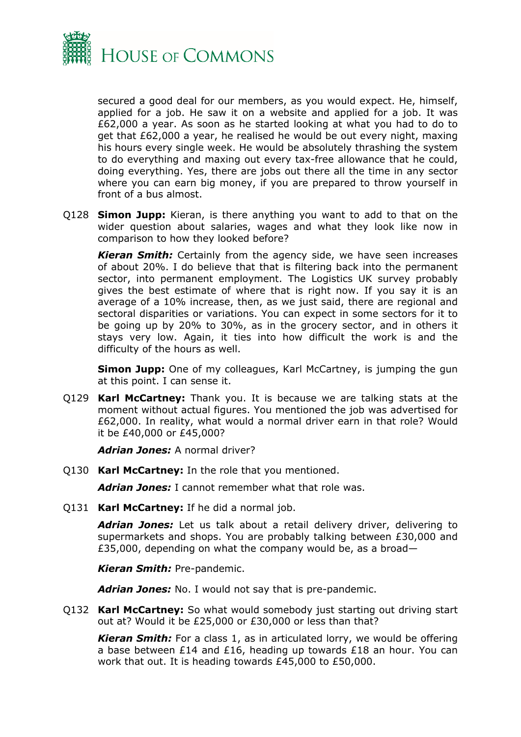secured a good deal for our members, as you would expect. He, himself, applied for a job. He saw it on a website and applied for a job. It was £62,000 a year. As soon as he started looking at what you had to do to get that £62,000 a year, he realised he would be out every night, maxing his hours every single week. He would be absolutely thrashing the system to do everything and maxing out every tax-free allowance that he could, doing everything. Yes, there are jobs out there all the time in any sector where you can earn big money, if you are prepared to throw yourself in front of a bus almost.

Q128 **Simon Jupp:** Kieran, is there anything you want to add to that on the wider question about salaries, wages and what they look like now in comparison to how they looked before?

***Kieran Smith:*** Certainly from the agency side, we have seen increases of about 20%. I do believe that that is filtering back into the permanent sector, into permanent employment. The Logistics UK survey probably gives the best estimate of where that is right now. If you say it is an average of a 10% increase, then, as we just said, there are regional and sectoral disparities or variations. You can expect in some sectors for it to be going up by 20% to 30%, as in the grocery sector, and in others it stays very low. Again, it ties into how difficult the work is and the difficulty of the hours as well.

**Simon Jupp:** One of my colleagues, Karl McCartney, is jumping the gun at this point. I can sense it.

Q129 **Karl McCartney:** Thank you. It is because we are talking stats at the moment without actual figures. You mentioned the job was advertised for £62,000. In reality, what would a normal driver earn in that role? Would it be £40,000 or £45,000?

***Adrian Jones:*** A normal driver?

Q130 **Karl McCartney:** In the role that you mentioned.

***Adrian Jones:*** I cannot remember what that role was.

Q131 **Karl McCartney:** If he did a normal job.

***Adrian Jones:*** Let us talk about a retail delivery driver, delivering to supermarkets and shops. You are probably talking between £30,000 and £35,000, depending on what the company would be, as a broad—

***Kieran Smith:*** Pre-pandemic.

***Adrian Jones:*** No. I would not say that is pre-pandemic.

Q132 **Karl McCartney:** So what would somebody just starting out driving start out at? Would it be £25,000 or £30,000 or less than that?

***Kieran Smith:*** For a class 1, as in articulated lorry, we would be offering a base between £14 and £16, heading up towards £18 an hour. You can work that out. It is heading towards £45,000 to £50,000.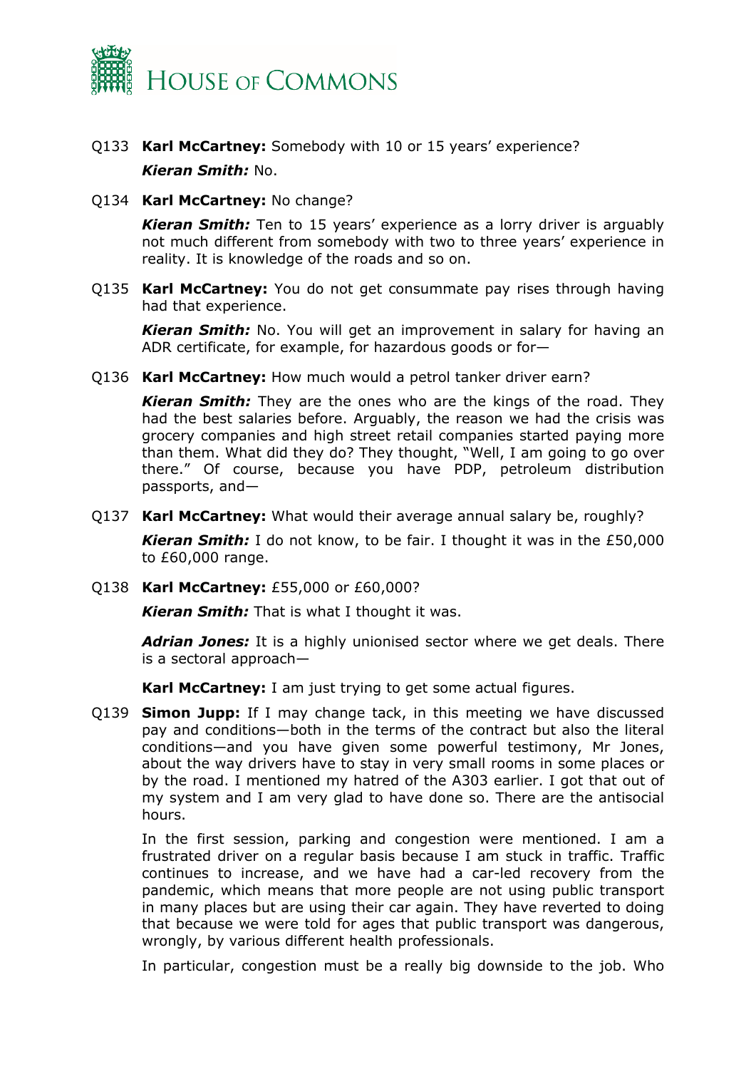Q133 **Karl McCartney:** Somebody with 10 or 15 years' experience?

***Kieran Smith:*** No.

Q134 **Karl McCartney:** No change?

***Kieran Smith:*** Ten to 15 years' experience as a lorry driver is arguably not much different from somebody with two to three years' experience in reality. It is knowledge of the roads and so on.

Q135 **Karl McCartney:** You do not get consummate pay rises through having had that experience.

***Kieran Smith:*** No. You will get an improvement in salary for having an ADR certificate, for example, for hazardous goods or for—

Q136 **Karl McCartney:** How much would a petrol tanker driver earn?

***Kieran Smith:*** They are the ones who are the kings of the road. They had the best salaries before. Arguably, the reason we had the crisis was grocery companies and high street retail companies started paying more than them. What did they do? They thought, "Well, I am going to go over there." Of course, because you have PDP, petroleum distribution passports, and—

Q137 **Karl McCartney:** What would their average annual salary be, roughly?

***Kieran Smith:*** I do not know, to be fair. I thought it was in the £50,000 to £60,000 range.

Q138 **Karl McCartney:** £55,000 or £60,000?

***Kieran Smith:*** That is what I thought it was.

***Adrian Jones:*** It is a highly unionised sector where we get deals. There is a sectoral approach—

**Karl McCartney:** I am just trying to get some actual figures.

Q139 **Simon Jupp:** If I may change tack, in this meeting we have discussed pay and conditions—both in the terms of the contract but also the literal conditions—and you have given some powerful testimony, Mr Jones, about the way drivers have to stay in very small rooms in some places or by the road. I mentioned my hatred of the A303 earlier. I got that out of my system and I am very glad to have done so. There are the antisocial hours.

In the first session, parking and congestion were mentioned. I am a frustrated driver on a regular basis because I am stuck in traffic. Traffic continues to increase, and we have had a car-led recovery from the pandemic, which means that more people are not using public transport in many places but are using their car again. They have reverted to doing that because we were told for ages that public transport was dangerous, wrongly, by various different health professionals.

In particular, congestion must be a really big downside to the job. Who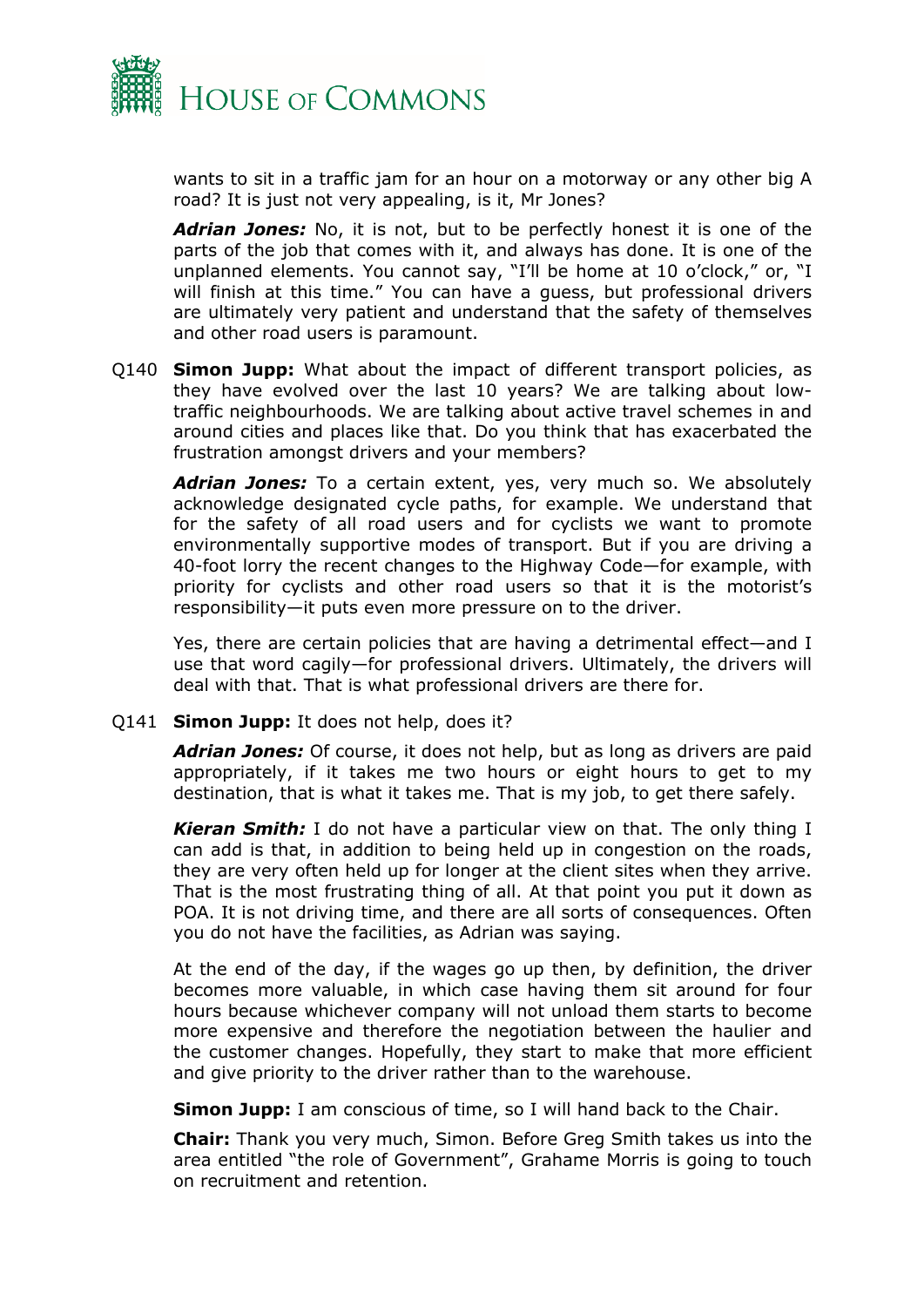wants to sit in a traffic jam for an hour on a motorway or any other big A road? It is just not very appealing, is it, Mr Jones?

***Adrian Jones:*** No, it is not, but to be perfectly honest it is one of the parts of the job that comes with it, and always has done. It is one of the unplanned elements. You cannot say, "I'll be home at 10 o'clock," or, "I will finish at this time." You can have a guess, but professional drivers are ultimately very patient and understand that the safety of themselves and other road users is paramount.

Q140 **Simon Jupp:** What about the impact of different transport policies, as they have evolved over the last 10 years? We are talking about low-traffic neighbourhoods. We are talking about active travel schemes in and around cities and places like that. Do you think that has exacerbated the frustration amongst drivers and your members?

***Adrian Jones:*** To a certain extent, yes, very much so. We absolutely acknowledge designated cycle paths, for example. We understand that for the safety of all road users and for cyclists we want to promote environmentally supportive modes of transport. But if you are driving a 40-foot lorry the recent changes to the Highway Code—for example, with priority for cyclists and other road users so that it is the motorist's responsibility—it puts even more pressure on to the driver.

Yes, there are certain policies that are having a detrimental effect—and I use that word cagily—for professional drivers. Ultimately, the drivers will deal with that. That is what professional drivers are there for.

Q141 **Simon Jupp:** It does not help, does it?

***Adrian Jones:*** Of course, it does not help, but as long as drivers are paid appropriately, if it takes me two hours or eight hours to get to my destination, that is what it takes me. That is my job, to get there safely.

***Kieran Smith:*** I do not have a particular view on that. The only thing I can add is that, in addition to being held up in congestion on the roads, they are very often held up for longer at the client sites when they arrive. That is the most frustrating thing of all. At that point you put it down as POA. It is not driving time, and there are all sorts of consequences. Often you do not have the facilities, as Adrian was saying.

At the end of the day, if the wages go up then, by definition, the driver becomes more valuable, in which case having them sit around for four hours because whichever company will not unload them starts to become more expensive and therefore the negotiation between the haulier and the customer changes. Hopefully, they start to make that more efficient and give priority to the driver rather than to the warehouse.

**Simon Jupp:** I am conscious of time, so I will hand back to the Chair.

**Chair:** Thank you very much, Simon. Before Greg Smith takes us into the area entitled "the role of Government", Grahame Morris is going to touch on recruitment and retention.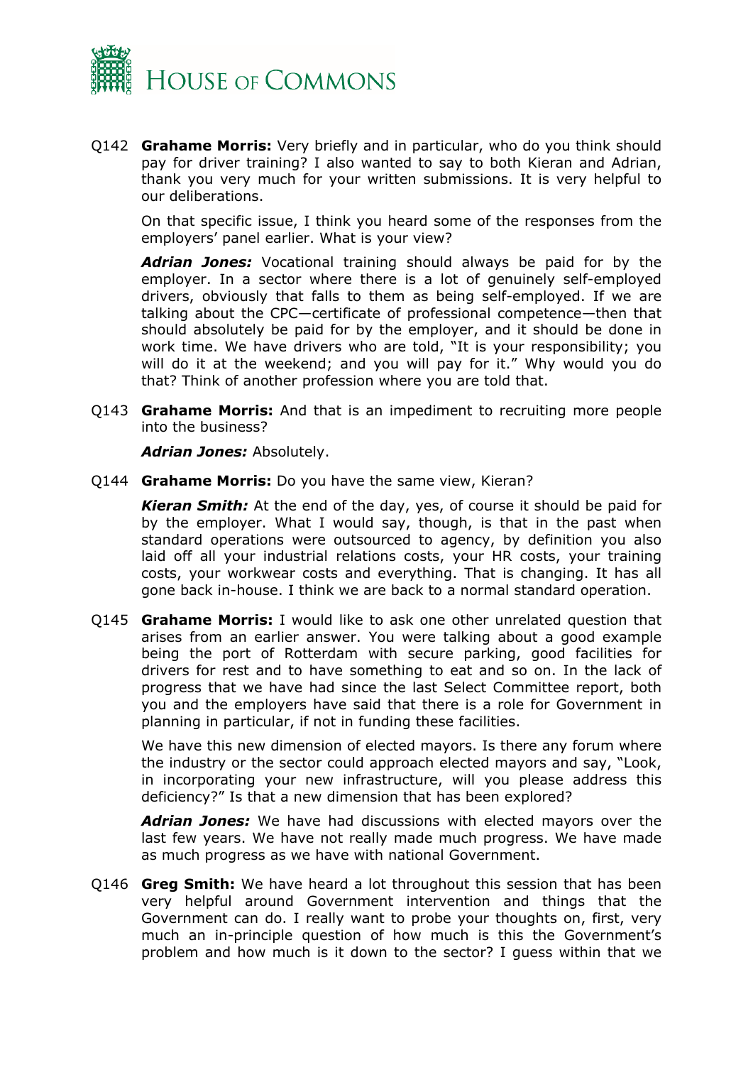Q142 **Grahame Morris:** Very briefly and in particular, who do you think should pay for driver training? I also wanted to say to both Kieran and Adrian, thank you very much for your written submissions. It is very helpful to our deliberations.

On that specific issue, I think you heard some of the responses from the employers' panel earlier. What is your view?

***Adrian Jones:*** Vocational training should always be paid for by the employer. In a sector where there is a lot of genuinely self-employed drivers, obviously that falls to them as being self-employed. If we are talking about the CPC—certificate of professional competence—then that should absolutely be paid for by the employer, and it should be done in work time. We have drivers who are told, "It is your responsibility; you will do it at the weekend; and you will pay for it." Why would you do that? Think of another profession where you are told that.

Q143 **Grahame Morris:** And that is an impediment to recruiting more people into the business?

***Adrian Jones:*** Absolutely.

Q144 **Grahame Morris:** Do you have the same view, Kieran?

***Kieran Smith:*** At the end of the day, yes, of course it should be paid for by the employer. What I would say, though, is that in the past when standard operations were outsourced to agency, by definition you also laid off all your industrial relations costs, your HR costs, your training costs, your workwear costs and everything. That is changing. It has all gone back in-house. I think we are back to a normal standard operation.

Q145 **Grahame Morris:** I would like to ask one other unrelated question that arises from an earlier answer. You were talking about a good example being the port of Rotterdam with secure parking, good facilities for drivers for rest and to have something to eat and so on. In the lack of progress that we have had since the last Select Committee report, both you and the employers have said that there is a role for Government in planning in particular, if not in funding these facilities.

We have this new dimension of elected mayors. Is there any forum where the industry or the sector could approach elected mayors and say, "Look, in incorporating your new infrastructure, will you please address this deficiency?" Is that a new dimension that has been explored?

***Adrian Jones:*** We have had discussions with elected mayors over the last few years. We have not really made much progress. We have made as much progress as we have with national Government.

Q146 **Greg Smith:** We have heard a lot throughout this session that has been very helpful around Government intervention and things that the Government can do. I really want to probe your thoughts on, first, very much an in-principle question of how much is this the Government's problem and how much is it down to the sector? I guess within that we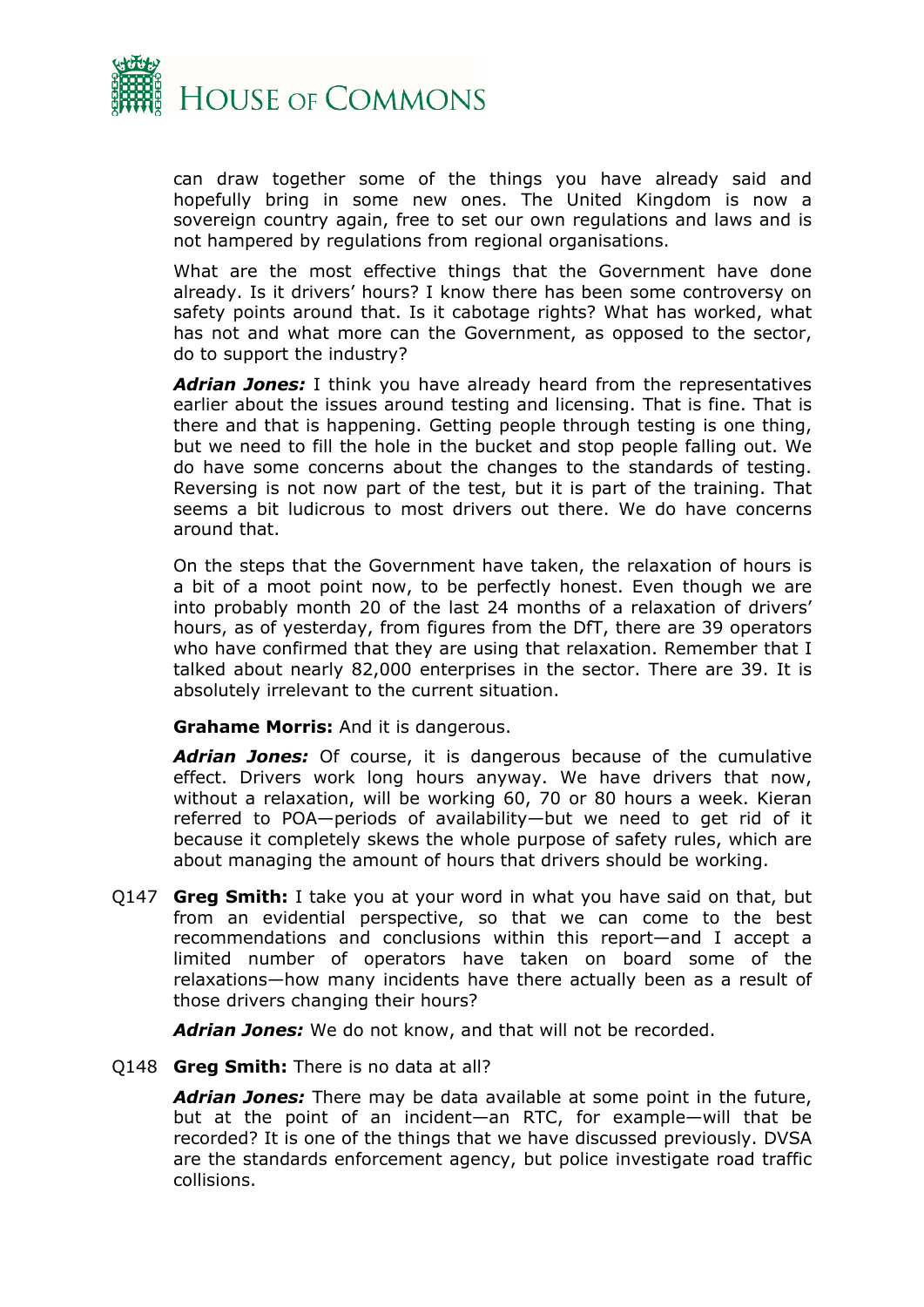can draw together some of the things you have already said and hopefully bring in some new ones. The United Kingdom is now a sovereign country again, free to set our own regulations and laws and is not hampered by regulations from regional organisations.

What are the most effective things that the Government have done already. Is it drivers' hours? I know there has been some controversy on safety points around that. Is it cabotage rights? What has worked, what has not and what more can the Government, as opposed to the sector, do to support the industry?

***Adrian Jones:*** I think you have already heard from the representatives earlier about the issues around testing and licensing. That is fine. That is there and that is happening. Getting people through testing is one thing, but we need to fill the hole in the bucket and stop people falling out. We do have some concerns about the changes to the standards of testing. Reversing is not now part of the test, but it is part of the training. That seems a bit ludicrous to most drivers out there. We do have concerns around that.

On the steps that the Government have taken, the relaxation of hours is a bit of a moot point now, to be perfectly honest. Even though we are into probably month 20 of the last 24 months of a relaxation of drivers' hours, as of yesterday, from figures from the DfT, there are 39 operators who have confirmed that they are using that relaxation. Remember that I talked about nearly 82,000 enterprises in the sector. There are 39. It is absolutely irrelevant to the current situation.

**Grahame Morris:** And it is dangerous.

***Adrian Jones:*** Of course, it is dangerous because of the cumulative effect. Drivers work long hours anyway. We have drivers that now, without a relaxation, will be working 60, 70 or 80 hours a week. Kieran referred to POA—periods of availability—but we need to get rid of it because it completely skews the whole purpose of safety rules, which are about managing the amount of hours that drivers should be working.

Q147 **Greg Smith:** I take you at your word in what you have said on that, but from an evidential perspective, so that we can come to the best recommendations and conclusions within this report—and I accept a limited number of operators have taken on board some of the relaxations—how many incidents have there actually been as a result of those drivers changing their hours?

***Adrian Jones:*** We do not know, and that will not be recorded.

Q148 **Greg Smith:** There is no data at all?

***Adrian Jones:*** There may be data available at some point in the future, but at the point of an incident—an RTC, for example—will that be recorded? It is one of the things that we have discussed previously. DVSA are the standards enforcement agency, but police investigate road traffic collisions.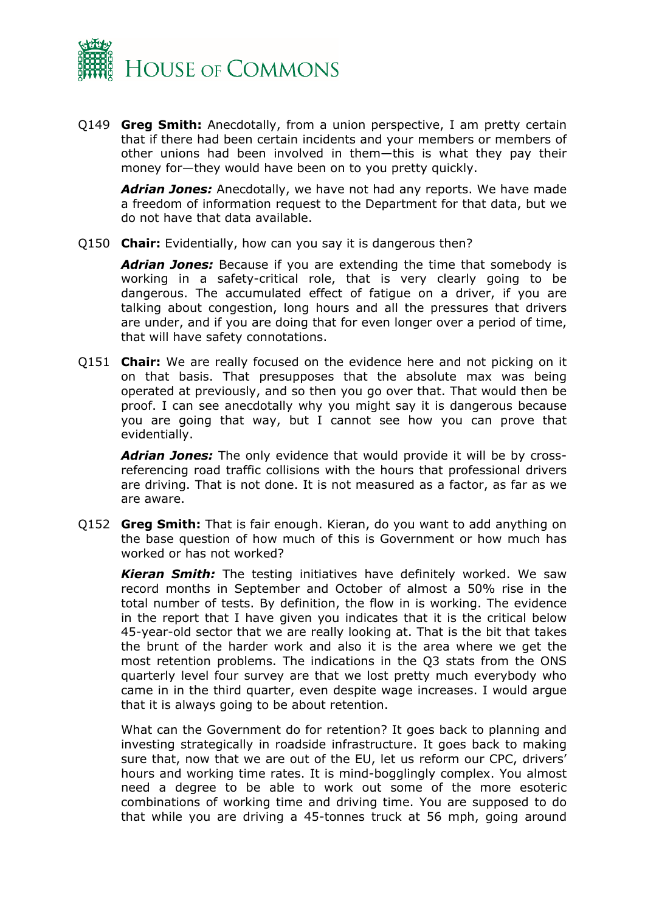Q149 **Greg Smith:** Anecdotally, from a union perspective, I am pretty certain that if there had been certain incidents and your members or members of other unions had been involved in them—this is what they pay their money for—they would have been on to you pretty quickly.

***Adrian Jones:*** Anecdotally, we have not had any reports. We have made a freedom of information request to the Department for that data, but we do not have that data available.

Q150 **Chair:** Evidentially, how can you say it is dangerous then?

***Adrian Jones:*** Because if you are extending the time that somebody is working in a safety-critical role, that is very clearly going to be dangerous. The accumulated effect of fatigue on a driver, if you are talking about congestion, long hours and all the pressures that drivers are under, and if you are doing that for even longer over a period of time, that will have safety connotations.

Q151 **Chair:** We are really focused on the evidence here and not picking on it on that basis. That presupposes that the absolute max was being operated at previously, and so then you go over that. That would then be proof. I can see anecdotally why you might say it is dangerous because you are going that way, but I cannot see how you can prove that evidentially.

***Adrian Jones:*** The only evidence that would provide it will be by cross-referencing road traffic collisions with the hours that professional drivers are driving. That is not done. It is not measured as a factor, as far as we are aware.

Q152 **Greg Smith:** That is fair enough. Kieran, do you want to add anything on the base question of how much of this is Government or how much has worked or has not worked?

***Kieran Smith:*** The testing initiatives have definitely worked. We saw record months in September and October of almost a 50% rise in the total number of tests. By definition, the flow in is working. The evidence in the report that I have given you indicates that it is the critical below 45-year-old sector that we are really looking at. That is the bit that takes the brunt of the harder work and also it is the area where we get the most retention problems. The indications in the Q3 stats from the ONS quarterly level four survey are that we lost pretty much everybody who came in in the third quarter, even despite wage increases. I would argue that it is always going to be about retention.

What can the Government do for retention? It goes back to planning and investing strategically in roadside infrastructure. It goes back to making sure that, now that we are out of the EU, let us reform our CPC, drivers' hours and working time rates. It is mind-bogglingly complex. You almost need a degree to be able to work out some of the more esoteric combinations of working time and driving time. You are supposed to do that while you are driving a 45-tonnes truck at 56 mph, going around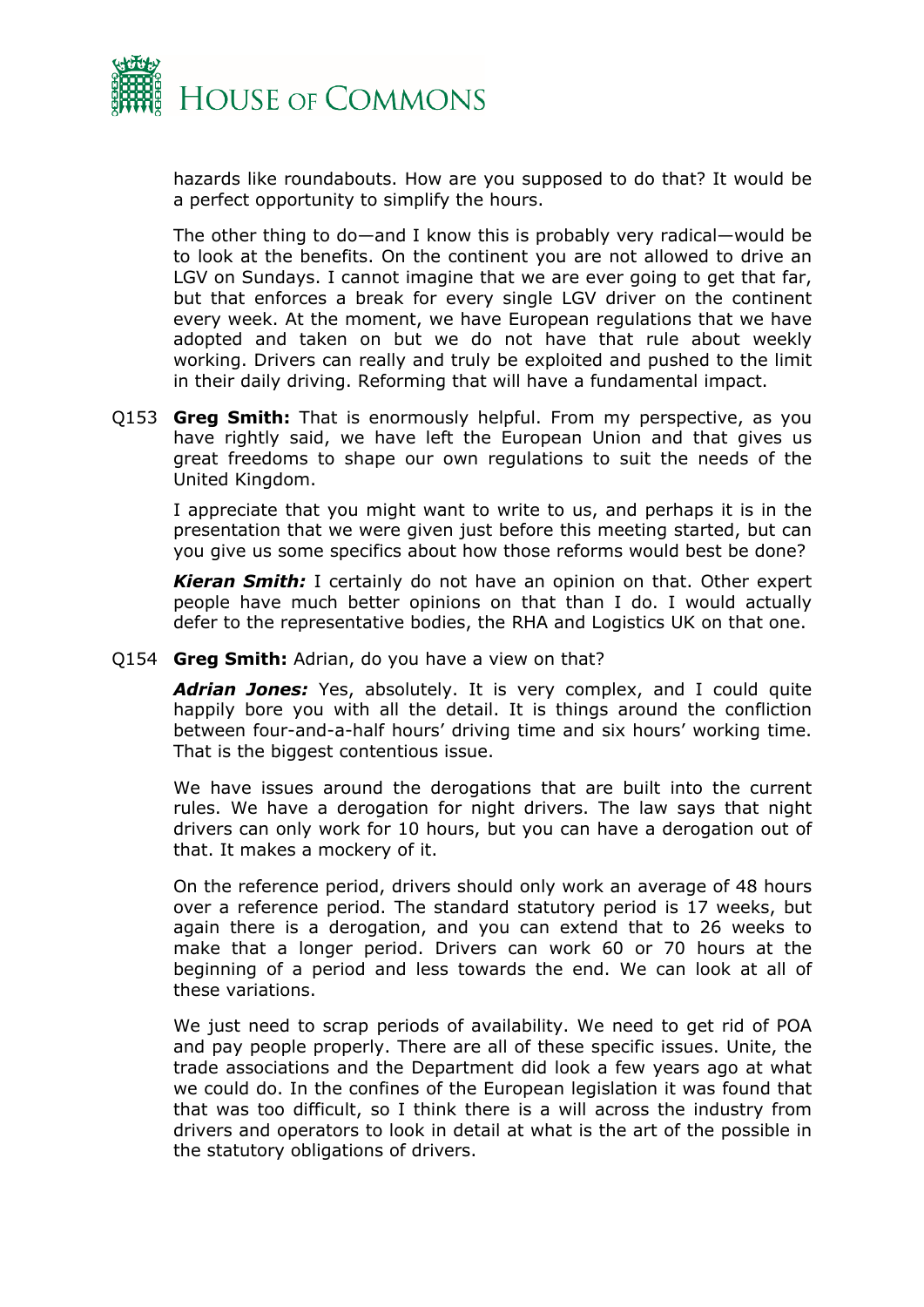hazards like roundabouts. How are you supposed to do that? It would be a perfect opportunity to simplify the hours.

The other thing to do—and I know this is probably very radical—would be to look at the benefits. On the continent you are not allowed to drive an LGV on Sundays. I cannot imagine that we are ever going to get that far, but that enforces a break for every single LGV driver on the continent every week. At the moment, we have European regulations that we have adopted and taken on but we do not have that rule about weekly working. Drivers can really and truly be exploited and pushed to the limit in their daily driving. Reforming that will have a fundamental impact.

Q153 **Greg Smith:** That is enormously helpful. From my perspective, as you have rightly said, we have left the European Union and that gives us great freedoms to shape our own regulations to suit the needs of the United Kingdom.

I appreciate that you might want to write to us, and perhaps it is in the presentation that we were given just before this meeting started, but can you give us some specifics about how those reforms would best be done?

***Kieran Smith:*** I certainly do not have an opinion on that. Other expert people have much better opinions on that than I do. I would actually defer to the representative bodies, the RHA and Logistics UK on that one.

Q154 **Greg Smith:** Adrian, do you have a view on that?

***Adrian Jones:*** Yes, absolutely. It is very complex, and I could quite happily bore you with all the detail. It is things around the confliction between four-and-a-half hours' driving time and six hours' working time. That is the biggest contentious issue.

We have issues around the derogations that are built into the current rules. We have a derogation for night drivers. The law says that night drivers can only work for 10 hours, but you can have a derogation out of that. It makes a mockery of it.

On the reference period, drivers should only work an average of 48 hours over a reference period. The standard statutory period is 17 weeks, but again there is a derogation, and you can extend that to 26 weeks to make that a longer period. Drivers can work 60 or 70 hours at the beginning of a period and less towards the end. We can look at all of these variations.

We just need to scrap periods of availability. We need to get rid of POA and pay people properly. There are all of these specific issues. Unite, the trade associations and the Department did look a few years ago at what we could do. In the confines of the European legislation it was found that that was too difficult, so I think there is a will across the industry from drivers and operators to look in detail at what is the art of the possible in the statutory obligations of drivers.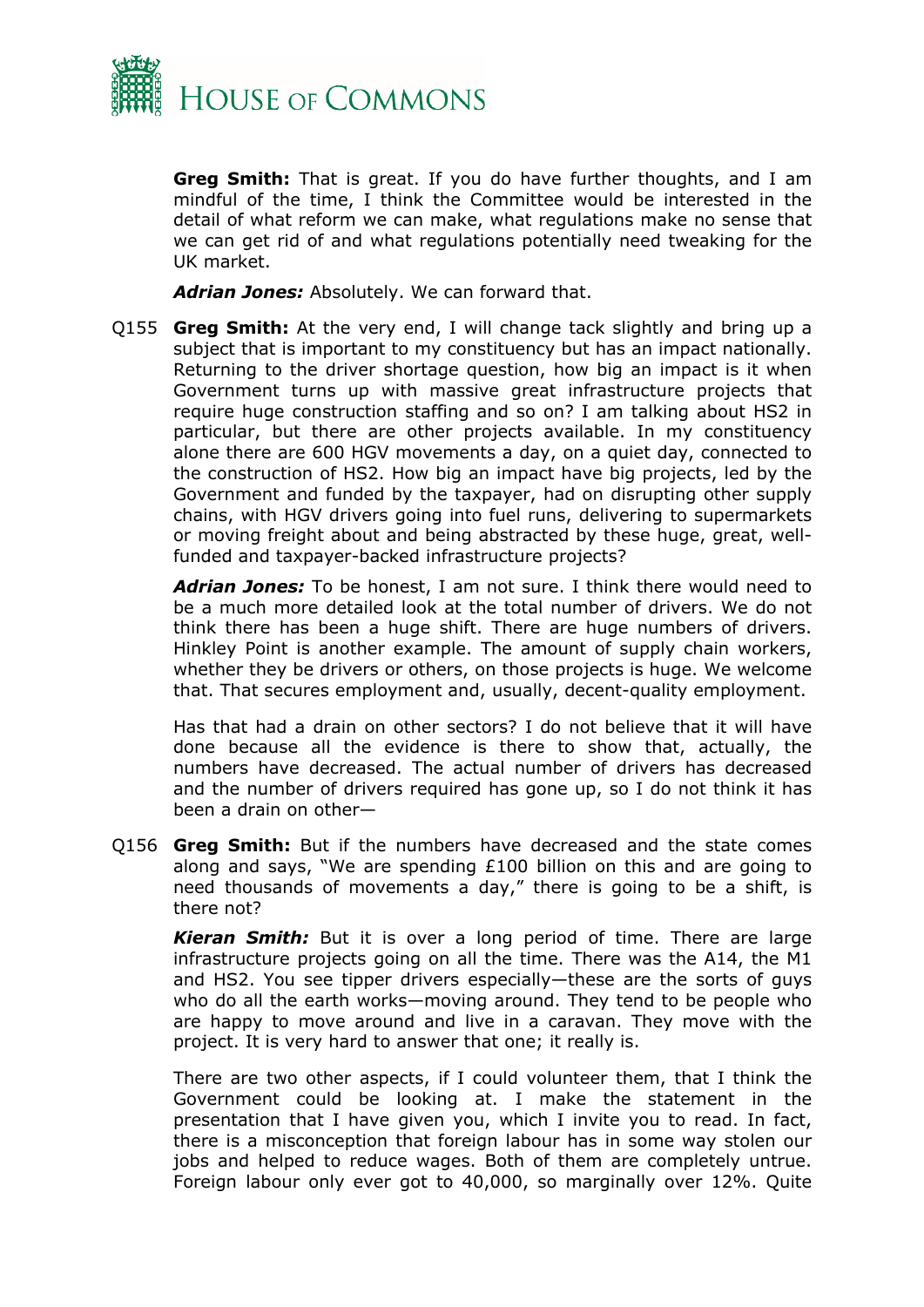**Greg Smith:** That is great. If you do have further thoughts, and I am mindful of the time, I think the Committee would be interested in the detail of what reform we can make, what regulations make no sense that we can get rid of and what regulations potentially need tweaking for the UK market.

***Adrian Jones:*** Absolutely. We can forward that.

Q155 **Greg Smith:** At the very end, I will change tack slightly and bring up a subject that is important to my constituency but has an impact nationally. Returning to the driver shortage question, how big an impact is it when Government turns up with massive great infrastructure projects that require huge construction staffing and so on? I am talking about HS2 in particular, but there are other projects available. In my constituency alone there are 600 HGV movements a day, on a quiet day, connected to the construction of HS2. How big an impact have big projects, led by the Government and funded by the taxpayer, had on disrupting other supply chains, with HGV drivers going into fuel runs, delivering to supermarkets or moving freight about and being abstracted by these huge, great, well-funded and taxpayer-backed infrastructure projects?

***Adrian Jones:*** To be honest, I am not sure. I think there would need to be a much more detailed look at the total number of drivers. We do not think there has been a huge shift. There are huge numbers of drivers. Hinkley Point is another example. The amount of supply chain workers, whether they be drivers or others, on those projects is huge. We welcome that. That secures employment and, usually, decent-quality employment.

Has that had a drain on other sectors? I do not believe that it will have done because all the evidence is there to show that, actually, the numbers have decreased. The actual number of drivers has decreased and the number of drivers required has gone up, so I do not think it has been a drain on other—

Q156 **Greg Smith:** But if the numbers have decreased and the state comes along and says, "We are spending £100 billion on this and are going to need thousands of movements a day," there is going to be a shift, is there not?

***Kieran Smith:*** But it is over a long period of time. There are large infrastructure projects going on all the time. There was the A14, the M1 and HS2. You see tipper drivers especially—these are the sorts of guys who do all the earth works—moving around. They tend to be people who are happy to move around and live in a caravan. They move with the project. It is very hard to answer that one; it really is.

There are two other aspects, if I could volunteer them, that I think the Government could be looking at. I make the statement in the presentation that I have given you, which I invite you to read. In fact, there is a misconception that foreign labour has in some way stolen our jobs and helped to reduce wages. Both of them are completely untrue. Foreign labour only ever got to 40,000, so marginally over 12%. Quite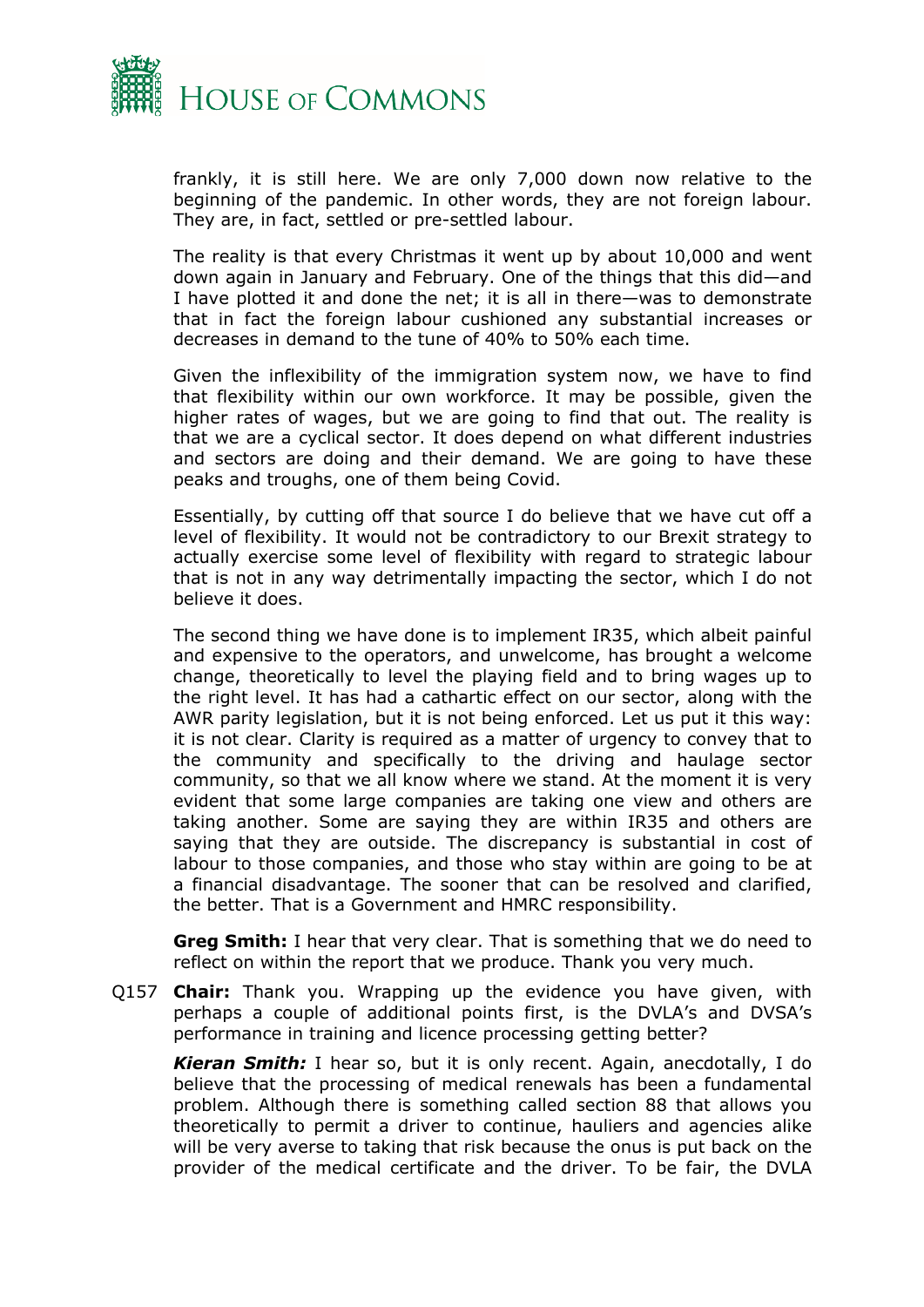frankly, it is still here. We are only 7,000 down now relative to the beginning of the pandemic. In other words, they are not foreign labour. They are, in fact, settled or pre-settled labour.

The reality is that every Christmas it went up by about 10,000 and went down again in January and February. One of the things that this did—and I have plotted it and done the net; it is all in there—was to demonstrate that in fact the foreign labour cushioned any substantial increases or decreases in demand to the tune of 40% to 50% each time.

Given the inflexibility of the immigration system now, we have to find that flexibility within our own workforce. It may be possible, given the higher rates of wages, but we are going to find that out. The reality is that we are a cyclical sector. It does depend on what different industries and sectors are doing and their demand. We are going to have these peaks and troughs, one of them being Covid.

Essentially, by cutting off that source I do believe that we have cut off a level of flexibility. It would not be contradictory to our Brexit strategy to actually exercise some level of flexibility with regard to strategic labour that is not in any way detrimentally impacting the sector, which I do not believe it does.

The second thing we have done is to implement IR35, which albeit painful and expensive to the operators, and unwelcome, has brought a welcome change, theoretically to level the playing field and to bring wages up to the right level. It has had a cathartic effect on our sector, along with the AWR parity legislation, but it is not being enforced. Let us put it this way: it is not clear. Clarity is required as a matter of urgency to convey that to the community and specifically to the driving and haulage sector community, so that we all know where we stand. At the moment it is very evident that some large companies are taking one view and others are taking another. Some are saying they are within IR35 and others are saying that they are outside. The discrepancy is substantial in cost of labour to those companies, and those who stay within are going to be at a financial disadvantage. The sooner that can be resolved and clarified, the better. That is a Government and HMRC responsibility.

**Greg Smith:** I hear that very clear. That is something that we do need to reflect on within the report that we produce. Thank you very much.

Q157 **Chair:** Thank you. Wrapping up the evidence you have given, with perhaps a couple of additional points first, is the DVLA's and DVSA's performance in training and licence processing getting better?

***Kieran Smith:*** I hear so, but it is only recent. Again, anecdotally, I do believe that the processing of medical renewals has been a fundamental problem. Although there is something called section 88 that allows you theoretically to permit a driver to continue, hauliers and agencies alike will be very averse to taking that risk because the onus is put back on the provider of the medical certificate and the driver. To be fair, the DVLA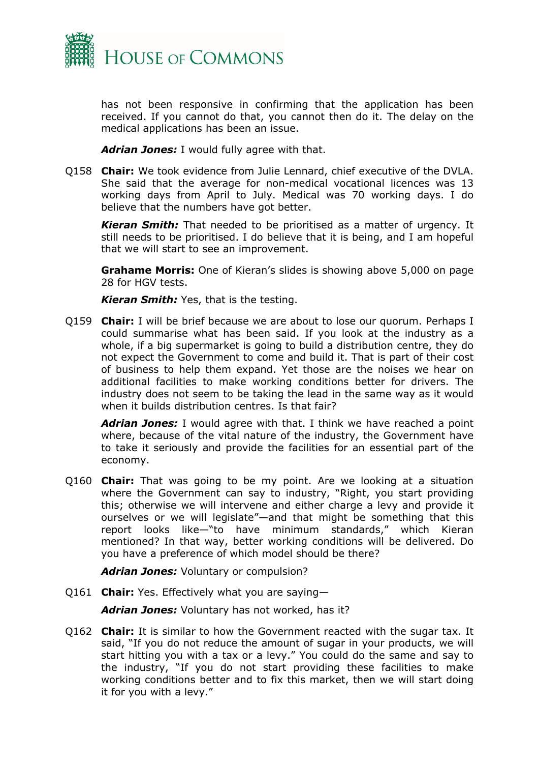has not been responsive in confirming that the application has been received. If you cannot do that, you cannot then do it. The delay on the medical applications has been an issue.

***Adrian Jones:*** I would fully agree with that.

Q158 **Chair:** We took evidence from Julie Lennard, chief executive of the DVLA. She said that the average for non-medical vocational licences was 13 working days from April to July. Medical was 70 working days. I do believe that the numbers have got better.

***Kieran Smith:*** That needed to be prioritised as a matter of urgency. It still needs to be prioritised. I do believe that it is being, and I am hopeful that we will start to see an improvement.

**Grahame Morris:** One of Kieran's slides is showing above 5,000 on page 28 for HGV tests.

***Kieran Smith:*** Yes, that is the testing.

Q159 **Chair:** I will be brief because we are about to lose our quorum. Perhaps I could summarise what has been said. If you look at the industry as a whole, if a big supermarket is going to build a distribution centre, they do not expect the Government to come and build it. That is part of their cost of business to help them expand. Yet those are the noises we hear on additional facilities to make working conditions better for drivers. The industry does not seem to be taking the lead in the same way as it would when it builds distribution centres. Is that fair?

***Adrian Jones:*** I would agree with that. I think we have reached a point where, because of the vital nature of the industry, the Government have to take it seriously and provide the facilities for an essential part of the economy.

Q160 **Chair:** That was going to be my point. Are we looking at a situation where the Government can say to industry, "Right, you start providing this; otherwise we will intervene and either charge a levy and provide it ourselves or we will legislate"—and that might be something that this report looks like—"to have minimum standards," which Kieran mentioned? In that way, better working conditions will be delivered. Do you have a preference of which model should be there?

***Adrian Jones:*** Voluntary or compulsion?

Q161 **Chair:** Yes. Effectively what you are saying—

***Adrian Jones:*** Voluntary has not worked, has it?

Q162 **Chair:** It is similar to how the Government reacted with the sugar tax. It said, "If you do not reduce the amount of sugar in your products, we will start hitting you with a tax or a levy." You could do the same and say to the industry, "If you do not start providing these facilities to make working conditions better and to fix this market, then we will start doing it for you with a levy."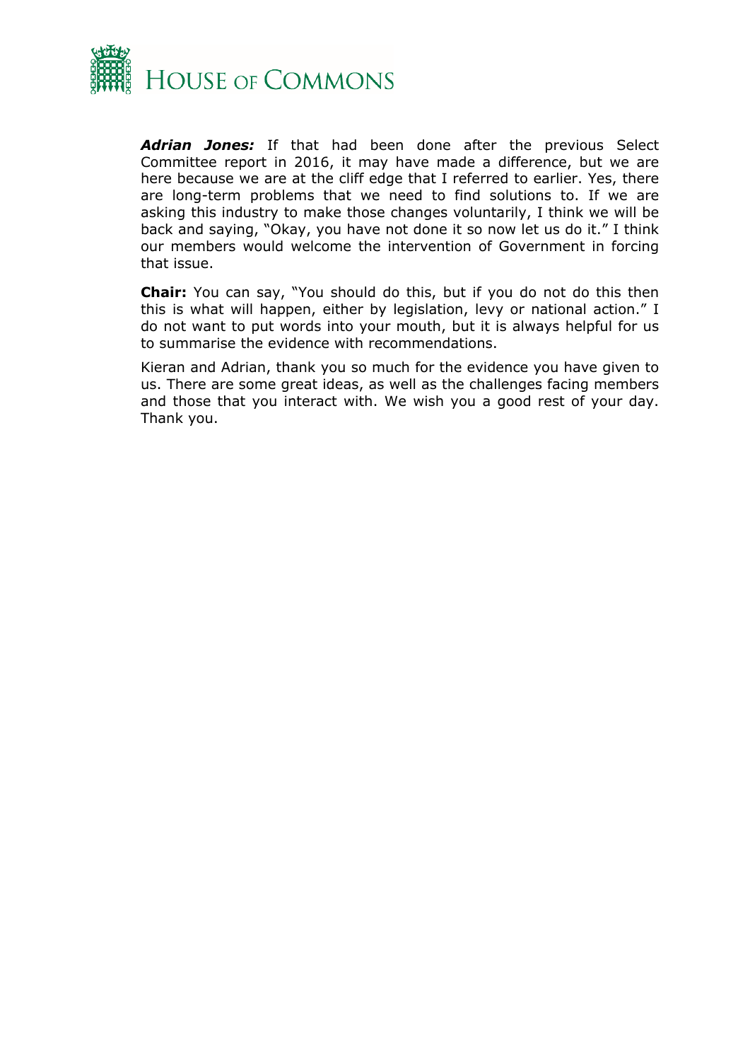***Adrian Jones:*** If that had been done after the previous Select Committee report in 2016, it may have made a difference, but we are here because we are at the cliff edge that I referred to earlier. Yes, there are long-term problems that we need to find solutions to. If we are asking this industry to make those changes voluntarily, I think we will be back and saying, "Okay, you have not done it so now let us do it." I think our members would welcome the intervention of Government in forcing that issue.

**Chair:** You can say, "You should do this, but if you do not do this then this is what will happen, either by legislation, levy or national action." I do not want to put words into your mouth, but it is always helpful for us to summarise the evidence with recommendations.

Kieran and Adrian, thank you so much for the evidence you have given to us. There are some great ideas, as well as the challenges facing members and those that you interact with. We wish you a good rest of your day. Thank you.